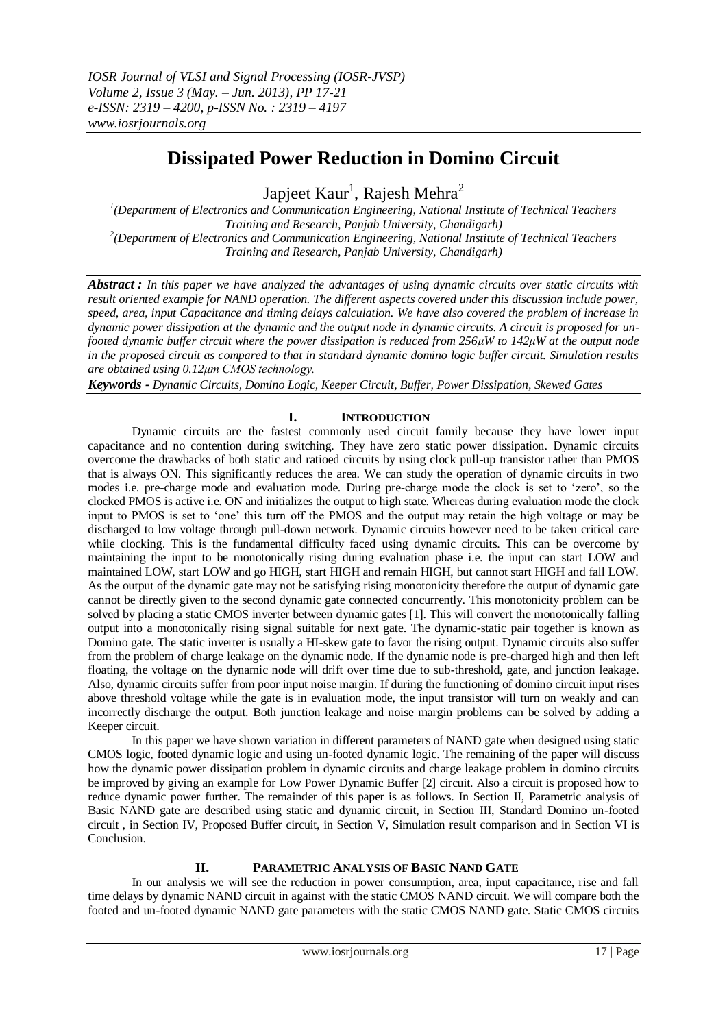# Dissipated Power Reduction in Domino Circuit

Japjeet Kaur[1], Rajesh Mehra[2]

[1](Department of Electronics and Communication Engineering, National Institute of Technical Teachers Training and Research, Panjab University, Chandigarh)
[2](Department of Electronics and Communication Engineering, National Institute of Technical Teachers Training and Research, Panjab University, Chandigarh)

***Abstract :*** *In this paper we have analyzed the advantages of using dynamic circuits over static circuits with result oriented example for NAND operation. The different aspects covered under this discussion include power, speed, area, input Capacitance and timing delays calculation. We have also covered the problem of increase in dynamic power dissipation at the dynamic and the output node in dynamic circuits. A circuit is proposed for un-footed dynamic buffer circuit where the power dissipation is reduced from 256μW to 142μW at the output node in the proposed circuit as compared to that in standard dynamic domino logic buffer circuit. Simulation results are obtained using 0.12μm CMOS technology.*

***Keywords -*** *Dynamic Circuits, Domino Logic, Keeper Circuit, Buffer, Power Dissipation, Skewed Gates*

## I. INTRODUCTION

Dynamic circuits are the fastest commonly used circuit family because they have lower input capacitance and no contention during switching. They have zero static power dissipation. Dynamic circuits overcome the drawbacks of both static and ratioed circuits by using clock pull-up transistor rather than PMOS that is always ON. This significantly reduces the area. We can study the operation of dynamic circuits in two modes i.e. pre-charge mode and evaluation mode. During pre-charge mode the clock is set to 'zero', so the clocked PMOS is active i.e. ON and initializes the output to high state. Whereas during evaluation mode the clock input to PMOS is set to 'one' this turn off the PMOS and the output may retain the high voltage or may be discharged to low voltage through pull-down network. Dynamic circuits however need to be taken critical care while clocking. This is the fundamental difficulty faced using dynamic circuits. This can be overcome by maintaining the input to be monotonically rising during evaluation phase i.e. the input can start LOW and maintained LOW, start LOW and go HIGH, start HIGH and remain HIGH, but cannot start HIGH and fall LOW. As the output of the dynamic gate may not be satisfying rising monotonicity therefore the output of dynamic gate cannot be directly given to the second dynamic gate connected concurrently. This monotonicity problem can be solved by placing a static CMOS inverter between dynamic gates [1]. This will convert the monotonically falling output into a monotonically rising signal suitable for next gate. The dynamic-static pair together is known as Domino gate. The static inverter is usually a HI-skew gate to favor the rising output. Dynamic circuits also suffer from the problem of charge leakage on the dynamic node. If the dynamic node is pre-charged high and then left floating, the voltage on the dynamic node will drift over time due to sub-threshold, gate, and junction leakage. Also, dynamic circuits suffer from poor input noise margin. If during the functioning of domino circuit input rises above threshold voltage while the gate is in evaluation mode, the input transistor will turn on weakly and can incorrectly discharge the output. Both junction leakage and noise margin problems can be solved by adding a Keeper circuit.

In this paper we have shown variation in different parameters of NAND gate when designed using static CMOS logic, footed dynamic logic and using un-footed dynamic logic. The remaining of the paper will discuss how the dynamic power dissipation problem in dynamic circuits and charge leakage problem in domino circuits be improved by giving an example for Low Power Dynamic Buffer [2] circuit. Also a circuit is proposed how to reduce dynamic power further. The remainder of this paper is as follows. In Section II, Parametric analysis of Basic NAND gate are described using static and dynamic circuit, in Section III, Standard Domino un-footed circuit , in Section IV, Proposed Buffer circuit, in Section V, Simulation result comparison and in Section VI is Conclusion.

## II. PARAMETRIC ANALYSIS OF BASIC NAND GATE

In our analysis we will see the reduction in power consumption, area, input capacitance, rise and fall time delays by dynamic NAND circuit in against with the static CMOS NAND circuit. We will compare both the footed and un-footed dynamic NAND gate parameters with the static CMOS NAND gate. Static CMOS circuits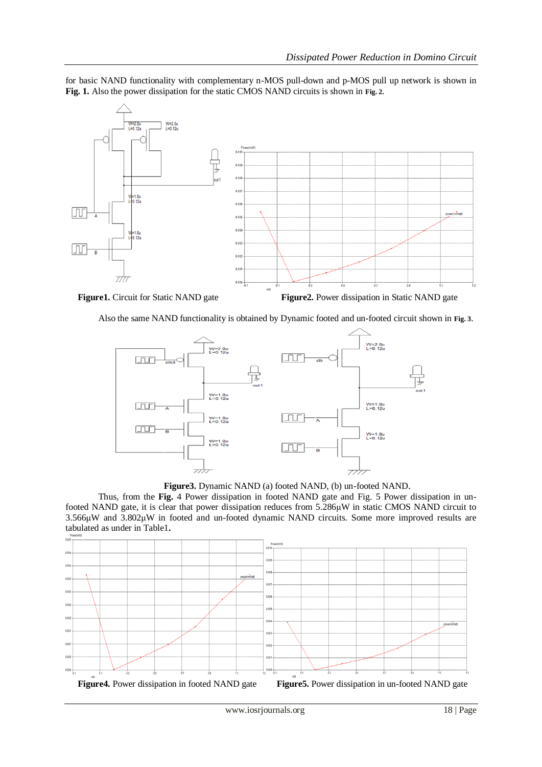for basic NAND functionality with complementary n-MOS pull-down and p-MOS pull up network is shown in **Fig. 1.** Also the power dissipation for the static CMOS NAND circuits is shown in **Fig. 2.**

**Figure1.** Circuit for Static NAND gate

**Figure2.** Power dissipation in Static NAND gate

Also the same NAND functionality is obtained by Dynamic footed and un-footed circuit shown in **Fig. 3.**

**Figure3.** Dynamic NAND (a) footed NAND, (b) un-footed NAND.

Thus, from the **Fig.** 4 Power dissipation in footed NAND gate and Fig. 5 Power dissipation in un-footed NAND gate, it is clear that power dissipation reduces from 5.286μW in static CMOS NAND circuit to 3.566μW and 3.802μW in footed and un-footed dynamic NAND circuits. Some more improved results are tabulated as under in Table1**.**

**Figure4.** Power dissipation in footed NAND gate

**Figure5.** Power dissipation in un-footed NAND gate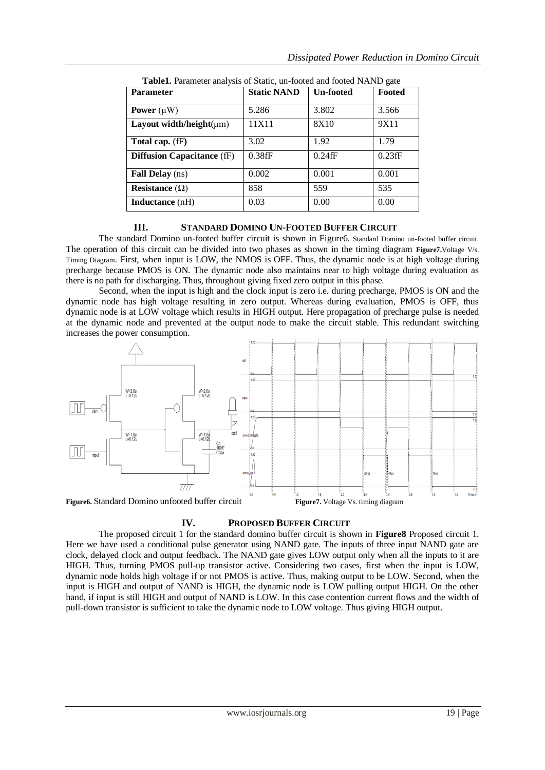**Table1.** Parameter analysis of Static, un-footed and footed NAND gate

| Parameter | Static NAND | Un-footed | Footed |
|---|---|---|---|
| **Power** (μW) | 5.286 | 3.802 | 3.566 |
| **Layout width/height**(μm) | 11X11 | 8X10 | 9X11 |
| **Total cap.** (fF) | 3.02 | 1.92 | 1.79 |
| **Diffusion Capacitance** (fF) | 0.38fF | 0.24fF | 0.23fF |
| **Fall Delay** (ns) | 0.002 | 0.001 | 0.001 |
| **Resistance** (Ω) | 858 | 559 | 535 |
| **Inductance** (nH) | 0.03 | 0.00 | 0.00 |

## III. STANDARD DOMINO UN-FOOTED BUFFER CIRCUIT

The standard Domino un-footed buffer circuit is shown in Figure6. Standard Domino un-footed buffer circuit. The operation of this circuit can be divided into two phases as shown in the timing diagram **Figure7.**Voltage V/s. Timing Diagram. First, when input is LOW, the NMOS is OFF. Thus, the dynamic node is at high voltage during precharge because PMOS is ON. The dynamic node also maintains near to high voltage during evaluation as there is no path for discharging. Thus, throughout giving fixed zero output in this phase.

Second, when the input is high and the clock input is zero i.e. during precharge, PMOS is ON and the dynamic node has high voltage resulting in zero output. Whereas during evaluation, PMOS is OFF, thus dynamic node is at LOW voltage which results in HIGH output. Here propagation of precharge pulse is needed at the dynamic node and prevented at the output node to make the circuit stable. This redundant switching increases the power consumption.

**Figure6.** Standard Domino unfooted buffer circuit

**Figure7.** Voltage Vs. timing diagram

## IV. PROPOSED BUFFER CIRCUIT

The proposed circuit 1 for the standard domino buffer circuit is shown in **Figure8** Proposed circuit 1. Here we have used a conditional pulse generator using NAND gate. The inputs of three input NAND gate are clock, delayed clock and output feedback. The NAND gate gives LOW output only when all the inputs to it are HIGH. Thus, turning PMOS pull-up transistor active. Considering two cases, first when the input is LOW, dynamic node holds high voltage if or not PMOS is active. Thus, making output to be LOW. Second, when the input is HIGH and output of NAND is HIGH, the dynamic node is LOW pulling output HIGH. On the other hand, if input is still HIGH and output of NAND is LOW. In this case contention current flows and the width of pull-down transistor is sufficient to take the dynamic node to LOW voltage. Thus giving HIGH output.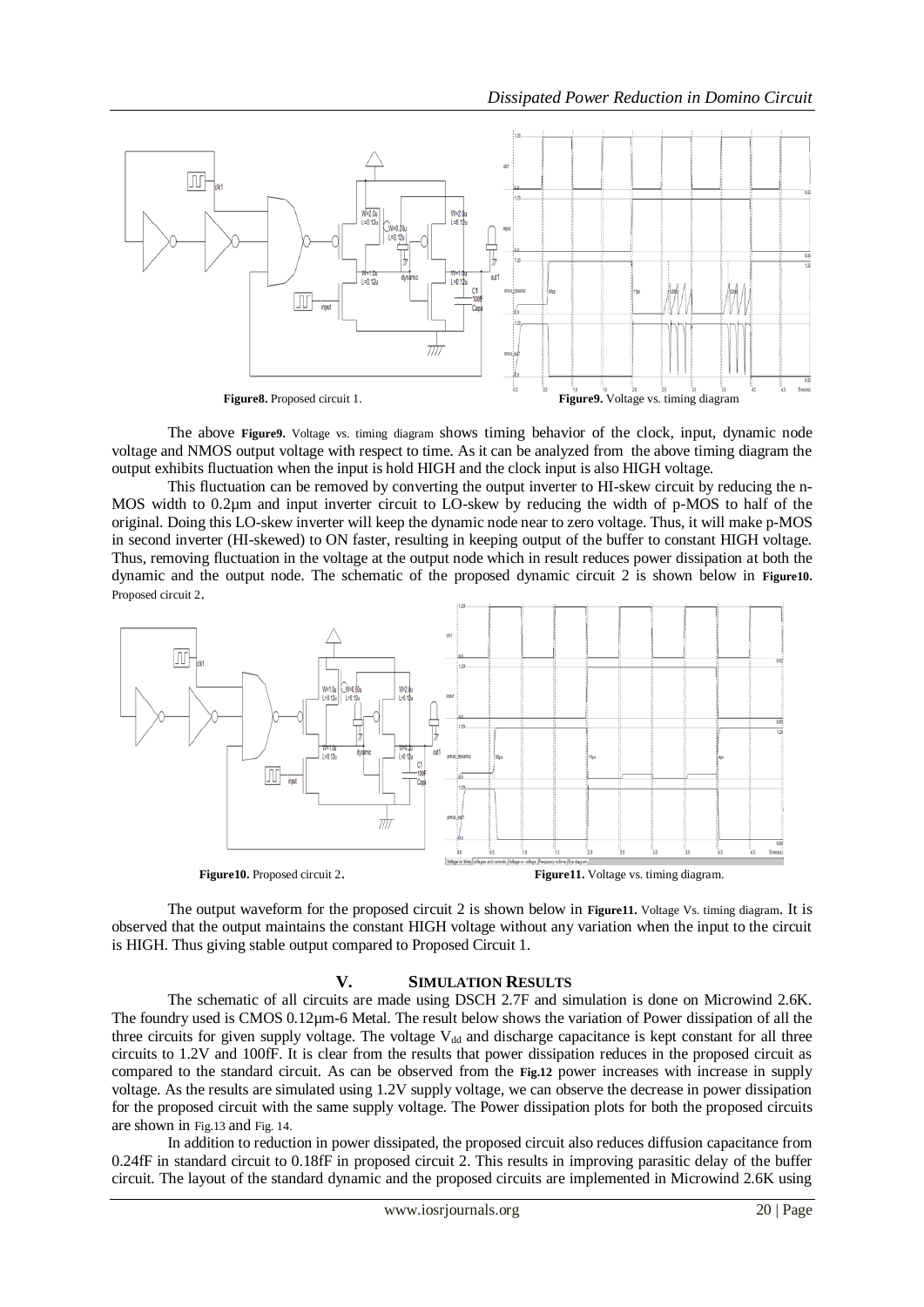**Figure8.** Proposed circuit 1.

**Figure9.** Voltage vs. timing diagram

The above **Figure9.** Voltage vs. timing diagram shows timing behavior of the clock, input, dynamic node voltage and NMOS output voltage with respect to time. As it can be analyzed from the above timing diagram the output exhibits fluctuation when the input is hold HIGH and the clock input is also HIGH voltage.

This fluctuation can be removed by converting the output inverter to HI-skew circuit by reducing the n-MOS width to 0.2µm and input inverter circuit to LO-skew by reducing the width of p-MOS to half of the original. Doing this LO-skew inverter will keep the dynamic node near to zero voltage. Thus, it will make p-MOS in second inverter (HI-skewed) to ON faster, resulting in keeping output of the buffer to constant HIGH voltage. Thus, removing fluctuation in the voltage at the output node which in result reduces power dissipation at both the dynamic and the output node. The schematic of the proposed dynamic circuit 2 is shown below in **Figure10.** Proposed circuit 2.

**Figure10.** Proposed circuit 2.

**Figure11.** Voltage vs. timing diagram.

The output waveform for the proposed circuit 2 is shown below in **Figure11.** Voltage Vs. timing diagram. It is observed that the output maintains the constant HIGH voltage without any variation when the input to the circuit is HIGH. Thus giving stable output compared to Proposed Circuit 1.

## V. SIMULATION RESULTS

The schematic of all circuits are made using DSCH 2.7F and simulation is done on Microwind 2.6K. The foundry used is CMOS 0.12µm-6 Metal. The result below shows the variation of Power dissipation of all the three circuits for given supply voltage. The voltage $V_{dd}$ and discharge capacitance is kept constant for all three circuits to 1.2V and 100fF. It is clear from the results that power dissipation reduces in the proposed circuit as compared to the standard circuit. As can be observed from the **Fig.12** power increases with increase in supply voltage. As the results are simulated using 1.2V supply voltage, we can observe the decrease in power dissipation for the proposed circuit with the same supply voltage. The Power dissipation plots for both the proposed circuits are shown in Fig.13 and Fig. 14.

In addition to reduction in power dissipated, the proposed circuit also reduces diffusion capacitance from 0.24fF in standard circuit to 0.18fF in proposed circuit 2. This results in improving parasitic delay of the buffer circuit. The layout of the standard dynamic and the proposed circuits are implemented in Microwind 2.6K using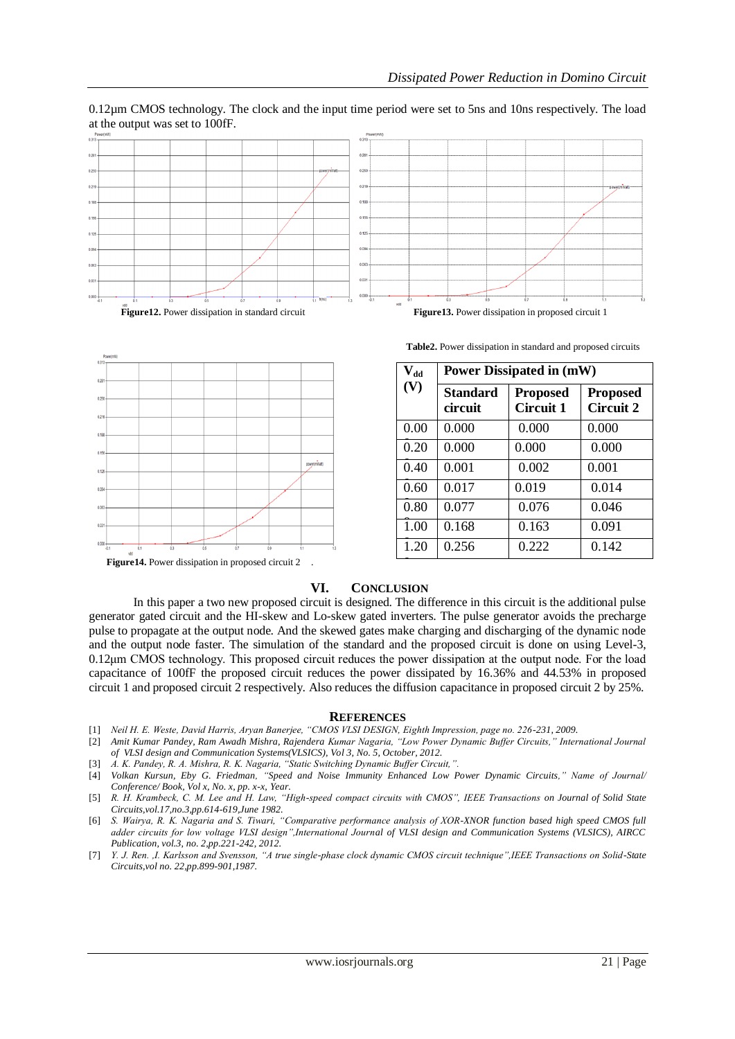0.12µm CMOS technology. The clock and the input time period were set to 5ns and 10ns respectively. The load at the output was set to 100fF.

**Figure12.** Power dissipation in standard circuit

**Figure13.** Power dissipation in proposed circuit 1

**Figure14.** Power dissipation in proposed circuit 2

**Table2.** Power dissipation in standard and proposed circuits

| $V_{dd}$ (V) | Power Dissipated in (mW) | | |
|---|---|---|---|
| | **Standard circuit** | **Proposed Circuit 1** | **Proposed Circuit 2** |
| 0.00 | 0.000 | 0.000 | 0.000 |
| 0.20 | 0.000 | 0.000 | 0.000 |
| 0.40 | 0.001 | 0.002 | 0.001 |
| 0.60 | 0.017 | 0.019 | 0.014 |
| 0.80 | 0.077 | 0.076 | 0.046 |
| 1.00 | 0.168 | 0.163 | 0.091 |
| 1.20 | 0.256 | 0.222 | 0.142 |

## VI. CONCLUSION

In this paper a two new proposed circuit is designed. The difference in this circuit is the additional pulse generator gated circuit and the HI-skew and Lo-skew gated inverters. The pulse generator avoids the precharge pulse to propagate at the output node. And the skewed gates make charging and discharging of the dynamic node and the output node faster. The simulation of the standard and the proposed circuit is done on using Level-3, 0.12µm CMOS technology. This proposed circuit reduces the power dissipation at the output node. For the load capacitance of 100fF the proposed circuit reduces the power dissipated by 16.36% and 44.53% in proposed circuit 1 and proposed circuit 2 respectively. Also reduces the diffusion capacitance in proposed circuit 2 by 25%.

## REFERENCES

[1] *Neil H. E. Weste, David Harris, Aryan Banerjee, "CMOS VLSI DESIGN, Eighth Impression, page no. 226-231, 2009.*

[2] *Amit Kumar Pandey, Ram Awadh Mishra, Rajendera Kumar Nagaria, "Low Power Dynamic Buffer Circuits," International Journal of VLSI design and Communication Systems(VLSICS), Vol 3, No. 5, October, 2012.*

[3] *A. K. Pandey, R. A. Mishra, R. K. Nagaria, "Static Switching Dynamic Buffer Circuit,".*

[4] *Volkan Kursun, Eby G. Friedman, "Speed and Noise Immunity Enhanced Low Power Dynamic Circuits," Name of Journal/ Conference/ Book, Vol x, No. x, pp. x-x, Year.*

[5] *R. H. Krambeck, C. M. Lee and H. Law, "High-speed compact circuits with CMOS", IEEE Transactions on Journal of Solid State Circuits,vol.17,no.3,pp.614-619,June 1982.*

[6] *S. Wairya, R. K. Nagaria and S. Tiwari, "Comparative performance analysis of XOR-XNOR function based high speed CMOS full adder circuits for low voltage VLSI design",International Journal of VLSI design and Communication Systems (VLSICS), AIRCC Publication, vol.3, no. 2,pp.221-242, 2012.*

[7] *Y. J. Ren. ,I. Karlsson and Svensson, "A true single-phase clock dynamic CMOS circuit technique",IEEE Transactions on Solid-State Circuits,vol no. 22,pp.899-901,1987.*